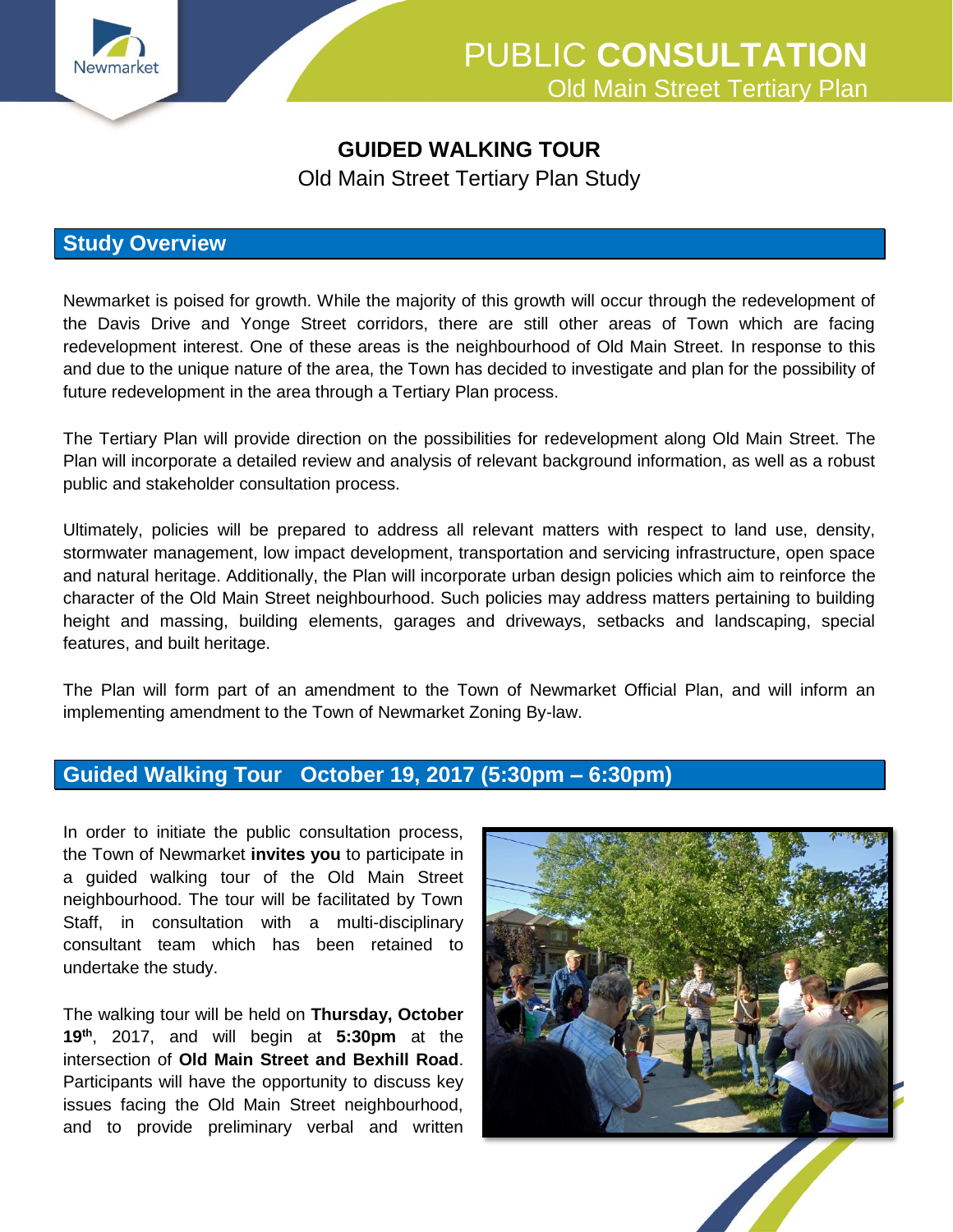# PUBLIC CONSULTATION

Old Main Street Tertiary Plan

## GUIDED WALKING TOUR

Old Main Street Tertiary Plan Study

## Study Overview

Newmarket is poised for growth. While the majority of this growth will occur through the redevelopment of the Davis Drive and Yonge Street corridors, there are still other areas of Town which are facing redevelopment interest. One of these areas is the neighbourhood of Old Main Street. In response to this and due to the unique nature of the area, the Town has decided to investigate and plan for the possibility of future redevelopment in the area through a Tertiary Plan process.

The Tertiary Plan will provide direction on the possibilities for redevelopment along Old Main Street. The Plan will incorporate a detailed review and analysis of relevant background information, as well as a robust public and stakeholder consultation process.

Ultimately, policies will be prepared to address all relevant matters with respect to land use, density, stormwater management, low impact development, transportation and servicing infrastructure, open space and natural heritage. Additionally, the Plan will incorporate urban design policies which aim to reinforce the character of the Old Main Street neighbourhood. Such policies may address matters pertaining to building height and massing, building elements, garages and driveways, setbacks and landscaping, special features, and built heritage.

The Plan will form part of an amendment to the Town of Newmarket Official Plan, and will inform an implementing amendment to the Town of Newmarket Zoning By-law.

## Guided Walking Tour October 19, 2017 (5:30pm – 6:30pm)

In order to initiate the public consultation process, the Town of Newmarket **invites you** to participate in a guided walking tour of the Old Main Street neighbourhood. The tour will be facilitated by Town Staff, in consultation with a multi-disciplinary consultant team which has been retained to undertake the study.

The walking tour will be held on **Thursday, October 19th**, 2017, and will begin at **5:30pm** at the intersection of **Old Main Street and Bexhill Road**. Participants will have the opportunity to discuss key issues facing the Old Main Street neighbourhood, and to provide preliminary verbal and written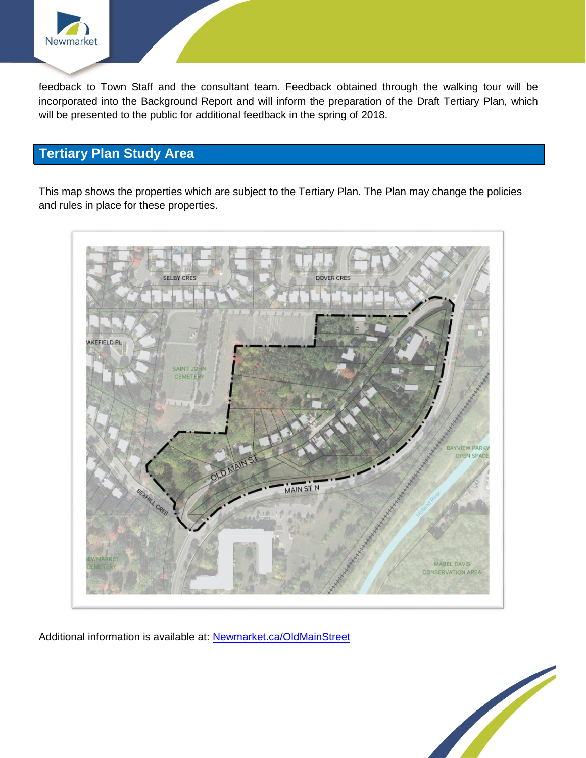feedback to Town Staff and the consultant team. Feedback obtained through the walking tour will be incorporated into the Background Report and will inform the preparation of the Draft Tertiary Plan, which will be presented to the public for additional feedback in the spring of 2018.

## Tertiary Plan Study Area

This map shows the properties which are subject to the Tertiary Plan. The Plan may change the policies and rules in place for these properties.

Additional information is available at: [Newmarket.ca/OldMainStreet](Newmarket.ca/OldMainStreet)